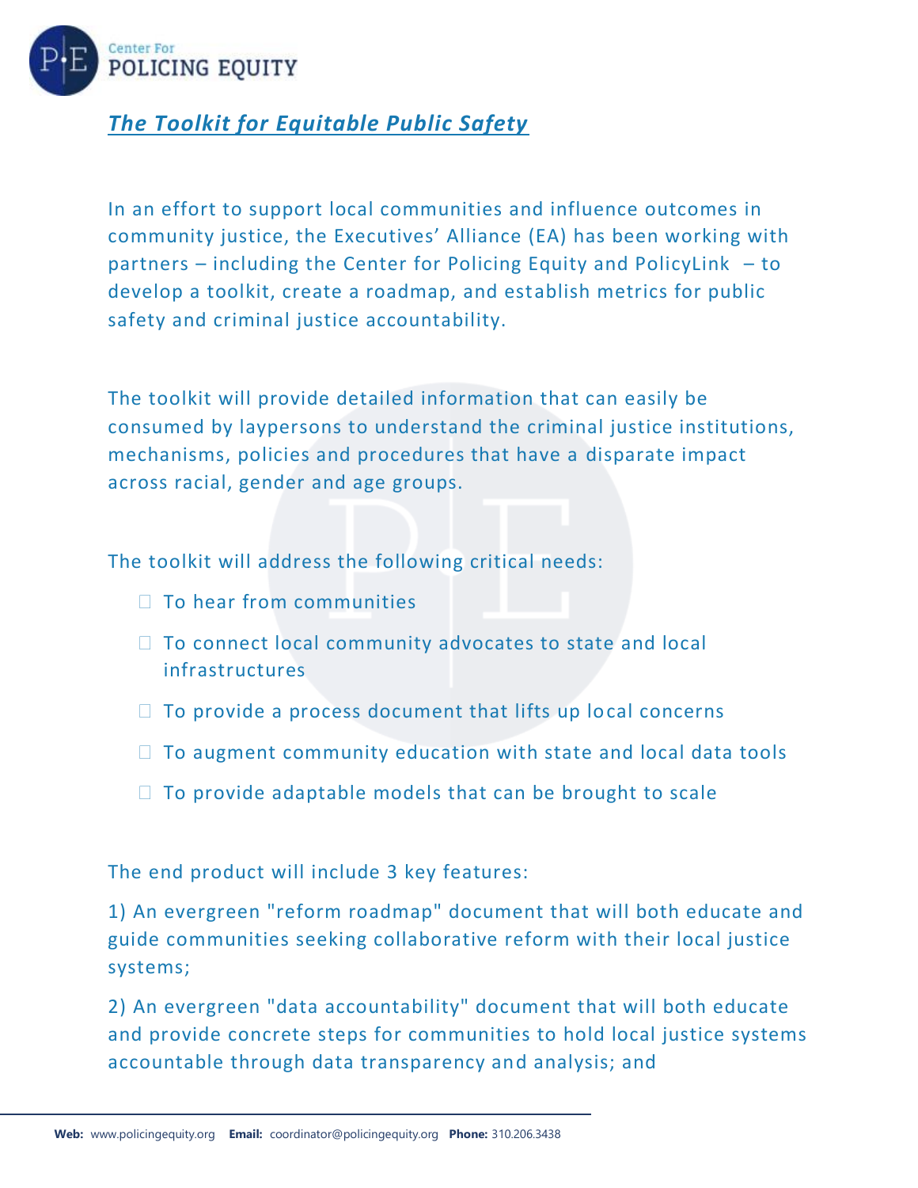Center For
POLICING EQUITY

# ***The Toolkit for Equitable Public Safety***

In an effort to support local communities and influence outcomes in community justice, the Executives' Alliance (EA) has been working with partners – including the Center for Policing Equity and PolicyLink – to develop a toolkit, create a roadmap, and establish metrics for public safety and criminal justice accountability.

The toolkit will provide detailed information that can easily be consumed by laypersons to understand the criminal justice institutions, mechanisms, policies and procedures that have a disparate impact across racial, gender and age groups.

The toolkit will address the following critical needs:

- To hear from communities
- To connect local community advocates to state and local infrastructures
- To provide a process document that lifts up local concerns
- To augment community education with state and local data tools
- To provide adaptable models that can be brought to scale

The end product will include 3 key features:

1) An evergreen "reform roadmap" document that will both educate and guide communities seeking collaborative reform with their local justice systems;

2) An evergreen "data accountability" document that will both educate and provide concrete steps for communities to hold local justice systems accountable through data transparency and analysis; and

**Web:** www.policingequity.org **Email:** coordinator@policingequity.org **Phone:** 310.206.3438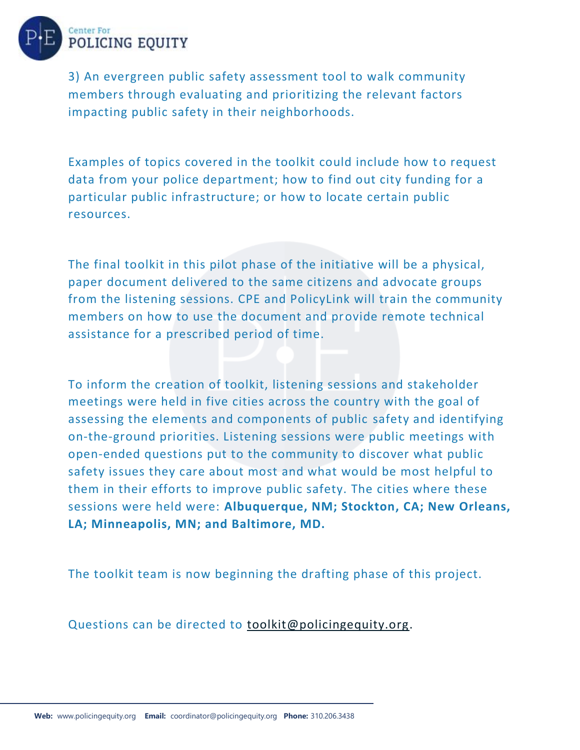3) An evergreen public safety assessment tool to walk community members through evaluating and prioritizing the relevant factors impacting public safety in their neighborhoods.

Examples of topics covered in the toolkit could include how to request data from your police department; how to find out city funding for a particular public infrastructure; or how to locate certain public resources.

The final toolkit in this pilot phase of the initiative will be a physical, paper document delivered to the same citizens and advocate groups from the listening sessions. CPE and PolicyLink will train the community members on how to use the document and provide remote technical assistance for a prescribed period of time.

To inform the creation of toolkit, listening sessions and stakeholder meetings were held in five cities across the country with the goal of assessing the elements and components of public safety and identifying on-the-ground priorities. Listening sessions were public meetings with open-ended questions put to the community to discover what public safety issues they care about most and what would be most helpful to them in their efforts to improve public safety. The cities where these sessions were held were: **Albuquerque, NM; Stockton, CA; New Orleans, LA; Minneapolis, MN; and Baltimore, MD.**

The toolkit team is now beginning the drafting phase of this project.

Questions can be directed to toolkit@policingequity.org.